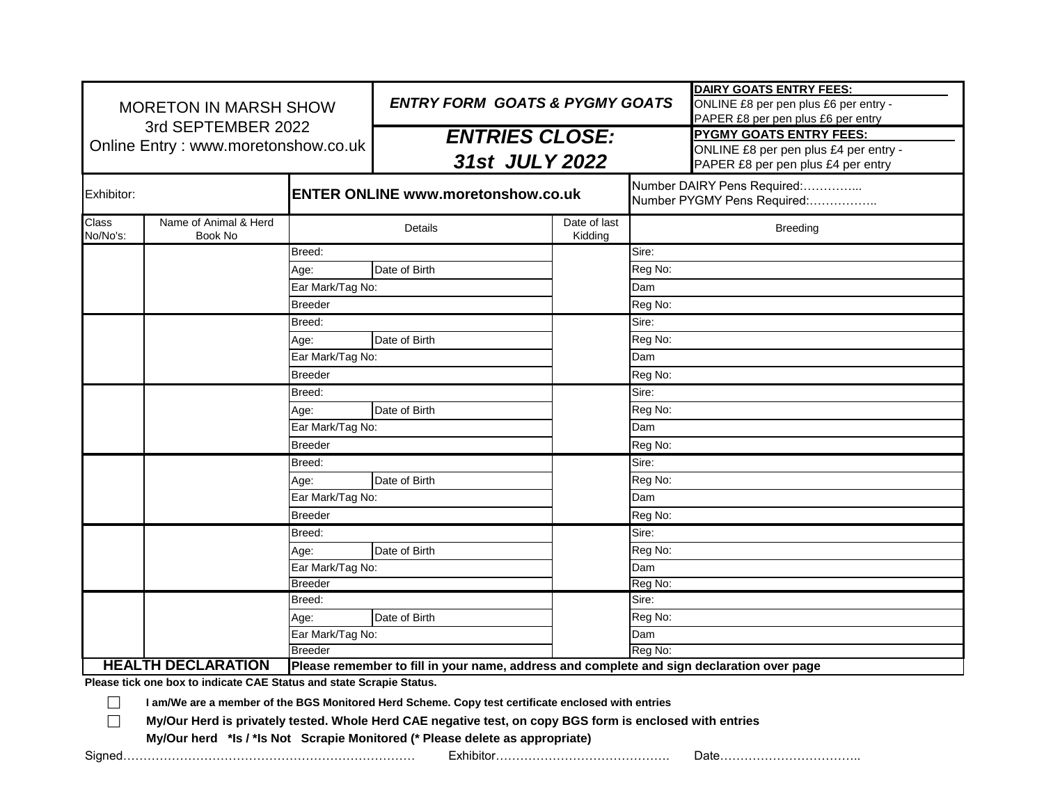| MORETON IN MARSH SHOW<br>3rd SEPTEMBER 2022<br>Online Entry : www.moretonshow.co.uk | ***ENTRY FORM GOATS & PYGMY GOATS*** | **DAIRY GOATS ENTRY FEES:**<br>ONLINE £8 per pen plus £6 per entry -<br>PAPER £8 per pen plus £6 per entry |
|---|---|---|
| | ***ENTRIES CLOSE:<br>31st JULY 2022*** | **PYGMY GOATS ENTRY FEES:**<br>ONLINE £8 per pen plus £4 per entry -<br>PAPER £8 per pen plus £4 per entry |

| Exhibitor: | **ENTER ONLINE www.moretonshow.co.uk** | Number DAIRY Pens Required:…………...<br>Number PYGMY Pens Required:…………….. |
|---|---|---|

| Class No/No's: | Name of Animal & Herd Book No | Details | | Date of last Kidding | Breeding |
|---|---|---|---|---|---|
| | | Breed: | | | Sire: |
| | | Age: | Date of Birth | | Reg No: |
| | | Ear Mark/Tag No: | | | Dam |
| | | Breeder | | | Reg No: |
| | | Breed: | | | Sire: |
| | | Age: | Date of Birth | | Reg No: |
| | | Ear Mark/Tag No: | | | Dam |
| | | Breeder | | | Reg No: |
| | | Breed: | | | Sire: |
| | | Age: | Date of Birth | | Reg No: |
| | | Ear Mark/Tag No: | | | Dam |
| | | Breeder | | | Reg No: |
| | | Breed: | | | Sire: |
| | | Age: | Date of Birth | | Reg No: |
| | | Ear Mark/Tag No: | | | Dam |
| | | Breeder | | | Reg No: |
| | | Breed: | | | Sire: |
| | | Age: | Date of Birth | | Reg No: |
| | | Ear Mark/Tag No: | | | Dam |
| | | Breeder | | | Reg No: |
| | | Breed: | | | Sire: |
| | | Age: | Date of Birth | | Reg No: |
| | | Ear Mark/Tag No: | | | Dam |
| | | Breeder | | | Reg No: |

**HEALTH DECLARATION** — **Please remember to fill in your name, address and complete and sign declaration over page**

**Please tick one box to indicate CAE Status and state Scrapie Status.**

☐ **I am/We are a member of the BGS Monitored Herd Scheme. Copy test certificate enclosed with entries**

☐ **My/Our Herd is privately tested. Whole Herd CAE negative test, on copy BGS form is enclosed with entries**

**My/Our herd \*Is / \*Is Not Scrapie Monitored (\* Please delete as appropriate)**

Signed……………………………………………………………… Exhibitor……………………………………. Date……………………………..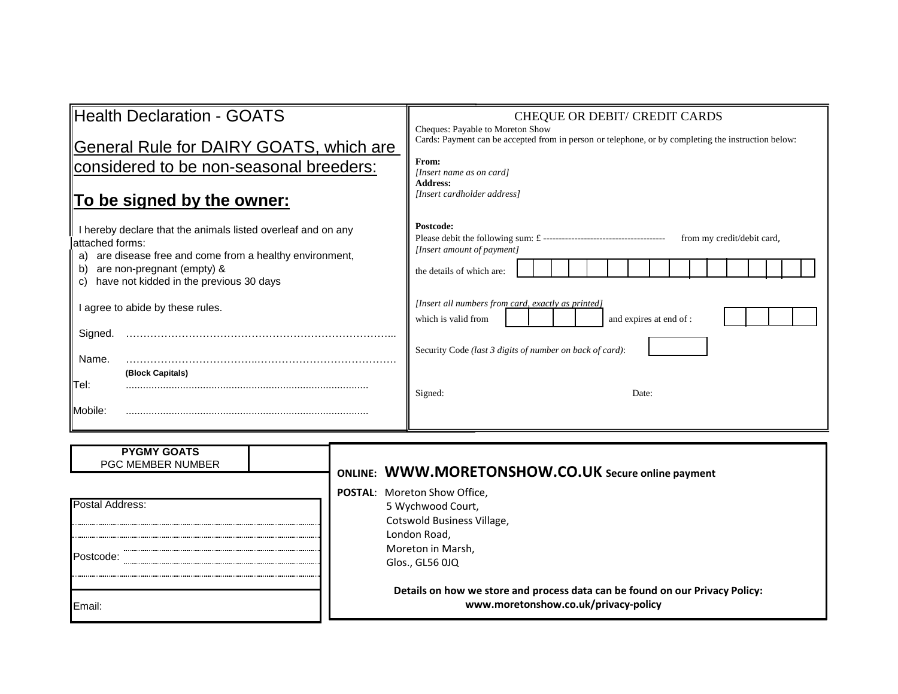# Health Declaration - GOATS

## General Rule for DAIRY GOATS, which are considered to be non-seasonal breeders:

## **To be signed by the owner:**

I hereby declare that the animals listed overleaf and on any attached forms:

a) are disease free and come from a healthy environment,
b) are non-pregnant (empty) &
c) have not kidded in the previous 30 days

I agree to abide by these rules.

Signed. …………………………………………………………………...

Name. ……………………………..…………………………………
**(Block Capitals)**

Tel: ...................................................................................

Mobile: ...................................................................................

## CHEQUE OR DEBIT/ CREDIT CARDS

Cheques: Payable to Moreton Show

Cards: Payment can be accepted from in person or telephone, or by completing the instruction below:

**From:**
*[Insert name as on card]*

**Address:**
*[Insert cardholder address]*

**Postcode:**

Please debit the following sum: £ -------------------------------------- from my credit/debit card,
*[Insert amount of payment]*

the details of which are:

*[Insert all numbers from card, exactly as printed]*

which is valid from and expires at end of :

Security Code *(last 3 digits of number on back of card)*:

Signed: Date:

| **PYGMY GOATS** PGC MEMBER NUMBER | |
|---|---|

Postal Address:

Postcode:

Email:

**ONLINE:** **WWW.MORETONSHOW.CO.UK** **Secure online payment**

**POSTAL**: Moreton Show Office,
5 Wychwood Court,
Cotswold Business Village,
London Road,
Moreton in Marsh,
Glos., GL56 0JQ

**Details on how we store and process data can be found on our Privacy Policy: www.moretonshow.co.uk/privacy-policy**